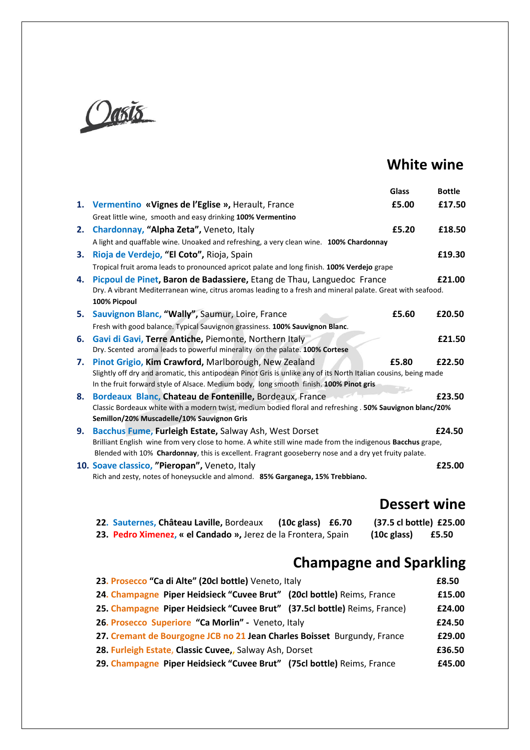Oasis

# White wine

| | | Glass | Bottle |
|---|---|---|---|
| 1. | **Vermentino «Vignes de l'Eglise »,** Herault, France<br>Great little wine, smooth and easy drinking **100% Vermentino** | £5.00 | £17.50 |
| 2. | **Chardonnay, "Alpha Zeta",** Veneto, Italy<br>A light and quaffable wine. Unoaked and refreshing, a very clean wine. **100% Chardonnay** | £5.20 | £18.50 |
| 3. | **Rioja de Verdejo, "El Coto",** Rioja, Spain<br>Tropical fruit aroma leads to pronounced apricot palate and long finish. **100% Verdejo** grape | | £19.30 |
| 4. | **Picpoul de Pinet, Baron de Badassiere,** Etang de Thau, Languedoc France<br>Dry. A vibrant Mediterranean wine, citrus aromas leading to a fresh and mineral palate. Great with seafood. **100% Picpoul** | | £21.00 |
| 5. | **Sauvignon Blanc, "Wally",** Saumur, Loire, France<br>Fresh with good balance. Typical Sauvignon grassiness. **100% Sauvignon Blanc.** | £5.60 | £20.50 |
| 6. | **Gavi di Gavi, Terre Antiche,** Piemonte, Northern Italy<br>Dry. Scented aroma leads to powerful minerality on the palate. **100% Cortese** | | £21.50 |
| 7. | **Pinot Grigio, Kim Crawford,** Marlborough, New Zealand<br>Slightly off dry and aromatic, this antipodean Pinot Gris is unlike any of its North Italian cousins, being made In the fruit forward style of Alsace. Medium body, long smooth finish. **100% Pinot gris** | £5.80 | £22.50 |
| 8. | **Bordeaux Blanc, Chateau de Fontenille,** Bordeaux, France<br>Classic Bordeaux white with a modern twist, medium bodied floral and refreshing . **50% Sauvignon blanc/20% Semillon/20% Muscadelle/10% Sauvignon Gris** | | £23.50 |
| 9. | **Bacchus Fume, Furleigh Estate,** Salway Ash, West Dorset<br>Brilliant English wine from very close to home. A white still wine made from the indigenous **Bacchus** grape, Blended with 10% **Chardonnay**, this is excellent. Fragrant gooseberry nose and a dry yet fruity palate. | | £24.50 |
| 10. | **Soave classico, "Pieropan",** Veneto, Italy<br>Rich and zesty, notes of honeysuckle and almond. **85% Garganega, 15% Trebbiano.** | | £25.00 |

# Dessert wine

**22. Sauternes, Château Laville,** Bordeaux **(10c glass) £6.70** **(37.5 cl bottle) £25.00**

**23. Pedro Ximenez, « el Candado »,** Jerez de la Frontera, Spain **(10c glass) £5.50**

# Champagne and Sparkling

| | |
|---|---|
| **23. Prosecco "Ca di Alte" (20cl bottle)** Veneto, Italy | £8.50 |
| **24. Champagne Piper Heidsieck "Cuvee Brut" (20cl bottle)** Reims, France | £15.00 |
| **25. Champagne Piper Heidsieck "Cuvee Brut" (37.5cl bottle)** Reims, France) | £24.00 |
| **26. Prosecco Superiore "Ca Morlin" -** Veneto, Italy | £24.50 |
| **27. Cremant de Bourgogne JCB no 21 Jean Charles Boisset** Burgundy, France | £29.00 |
| **28. Furleigh Estate, Classic Cuvee,,** Salway Ash, Dorset | £36.50 |
| **29. Champagne Piper Heidsieck "Cuvee Brut" (75cl bottle)** Reims, France | £45.00 |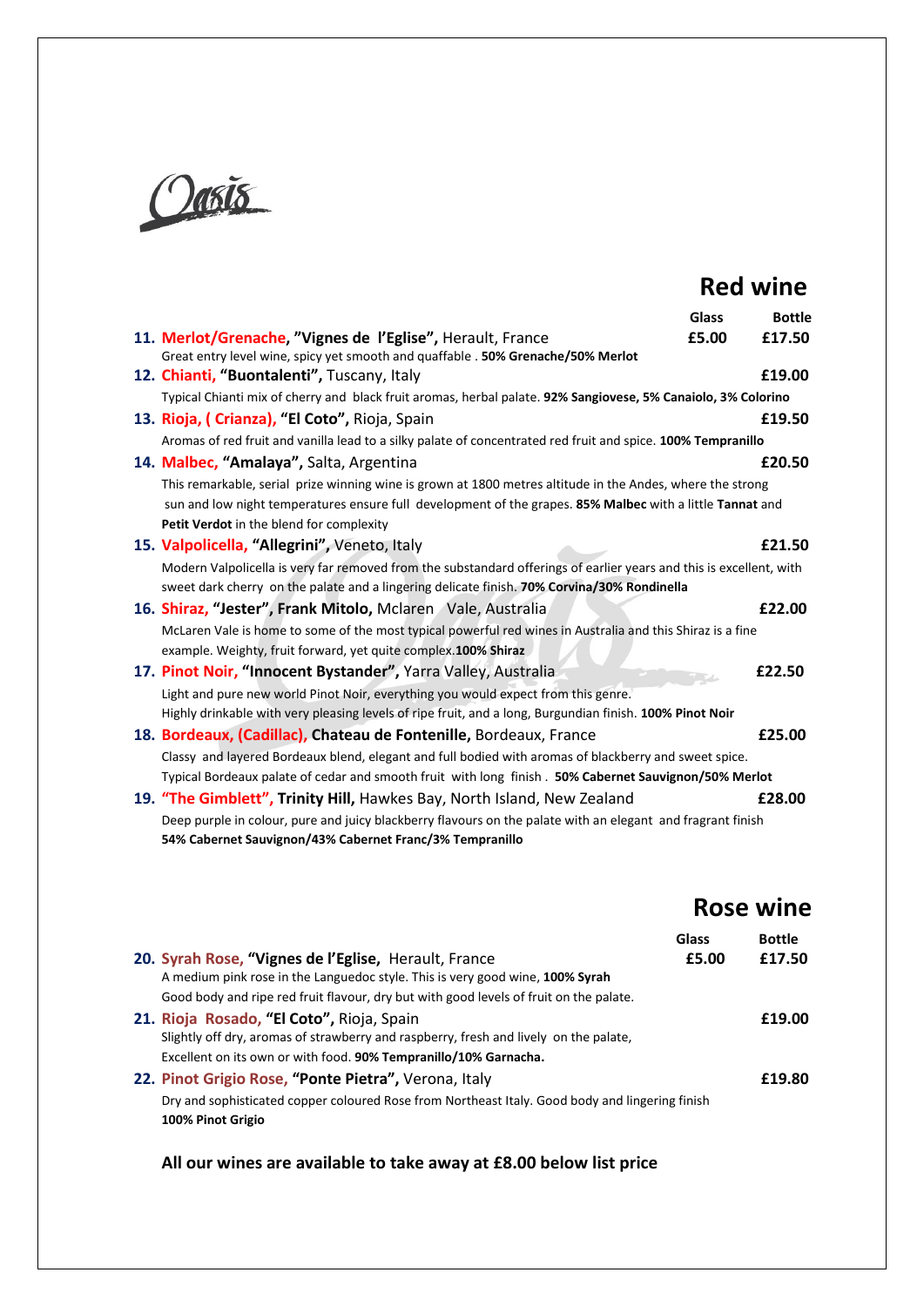Oasis

## Red wine

| | Glass | Bottle |
|---|---|---|
| **11. Merlot/Grenache, "Vignes de l'Eglise",** Herault, France<br>Great entry level wine, spicy yet smooth and quaffable . **50% Grenache/50% Merlot** | £5.00 | £17.50 |
| **12. Chianti, "Buontalenti",** Tuscany, Italy<br>Typical Chianti mix of cherry and black fruit aromas, herbal palate. **92% Sangiovese, 5% Canaiolo, 3% Colorino** | | £19.00 |
| **13. Rioja, ( Crianza), "El Coto",** Rioja, Spain<br>Aromas of red fruit and vanilla lead to a silky palate of concentrated red fruit and spice. **100% Tempranillo** | | £19.50 |
| **14. Malbec, "Amalaya",** Salta, Argentina<br>This remarkable, serial prize winning wine is grown at 1800 metres altitude in the Andes, where the strong sun and low night temperatures ensure full development of the grapes. **85% Malbec** with a little **Tannat** and **Petit Verdot** in the blend for complexity | | £20.50 |
| **15. Valpolicella, "Allegrini",** Veneto, Italy<br>Modern Valpolicella is very far removed from the substandard offerings of earlier years and this is excellent, with sweet dark cherry on the palate and a lingering delicate finish. **70% Corvina/30% Rondinella** | | £21.50 |
| **16. Shiraz, "Jester", Frank Mitolo,** Mclaren Vale, Australia<br>McLaren Vale is home to some of the most typical powerful red wines in Australia and this Shiraz is a fine example. Weighty, fruit forward, yet quite complex.**100% Shiraz** | | £22.00 |
| **17. Pinot Noir, "Innocent Bystander",** Yarra Valley, Australia<br>Light and pure new world Pinot Noir, everything you would expect from this genre.<br>Highly drinkable with very pleasing levels of ripe fruit, and a long, Burgundian finish. **100% Pinot Noir** | | £22.50 |
| **18. Bordeaux, (Cadillac), Chateau de Fontenille,** Bordeaux, France<br>Classy and layered Bordeaux blend, elegant and full bodied with aromas of blackberry and sweet spice.<br>Typical Bordeaux palate of cedar and smooth fruit with long finish . **50% Cabernet Sauvignon/50% Merlot** | | £25.00 |
| **19. "The Gimblett", Trinity Hill,** Hawkes Bay, North Island, New Zealand<br>Deep purple in colour, pure and juicy blackberry flavours on the palate with an elegant and fragrant finish<br>**54% Cabernet Sauvignon/43% Cabernet Franc/3% Tempranillo** | | £28.00 |

## Rose wine

| | Glass | Bottle |
|---|---|---|
| **20. Syrah Rose, "Vignes de l'Eglise,** Herault, France<br>A medium pink rose in the Languedoc style. This is very good wine, **100% Syrah**<br>Good body and ripe red fruit flavour, dry but with good levels of fruit on the palate. | £5.00 | £17.50 |
| **21. Rioja Rosado, "El Coto",** Rioja, Spain<br>Slightly off dry, aromas of strawberry and raspberry, fresh and lively on the palate,<br>Excellent on its own or with food. **90% Tempranillo/10% Garnacha.** | | £19.00 |
| **22. Pinot Grigio Rose, "Ponte Pietra",** Verona, Italy<br>Dry and sophisticated copper coloured Rose from Northeast Italy. Good body and lingering finish<br>**100% Pinot Grigio** | | £19.80 |

**All our wines are available to take away at £8.00 below list price**